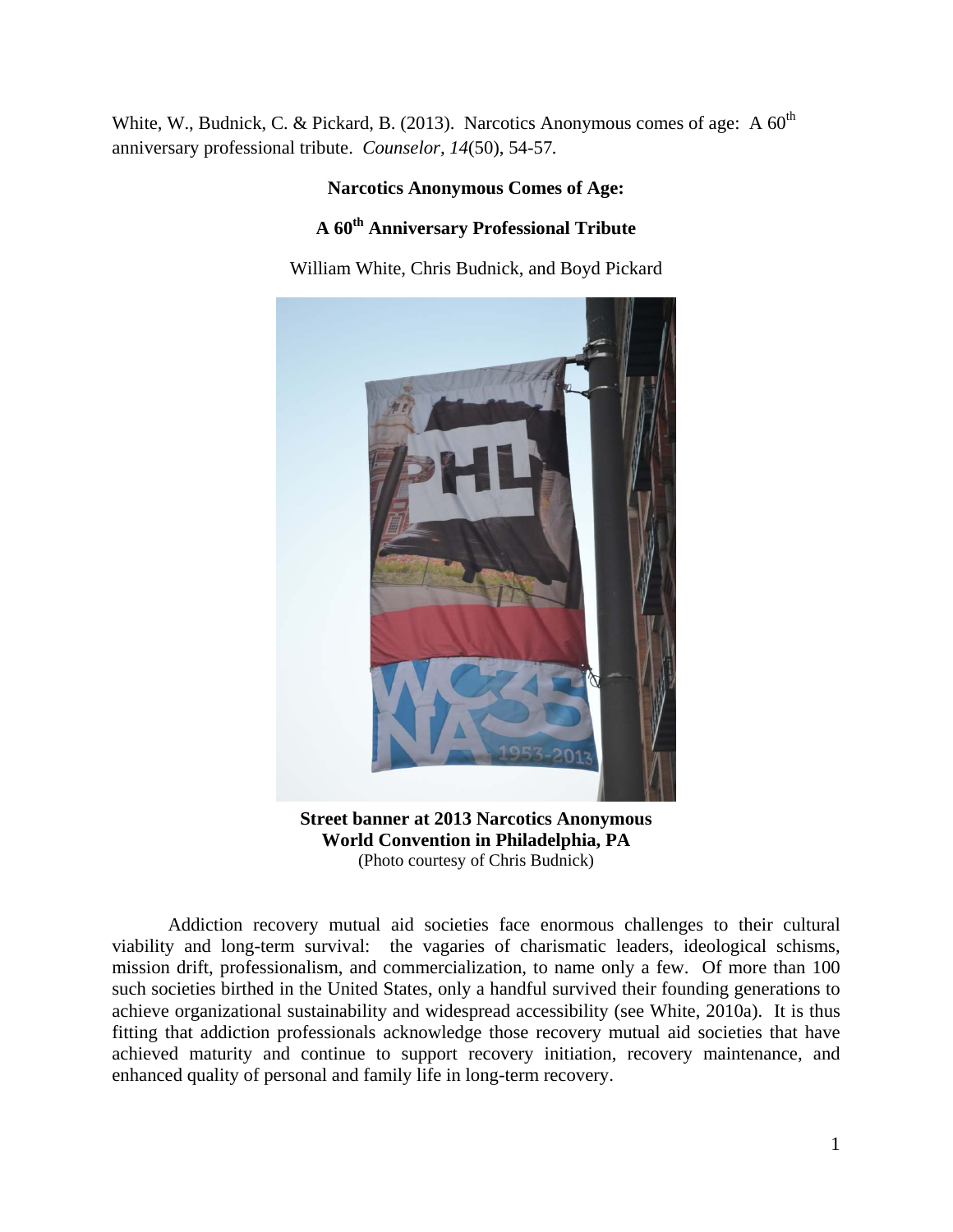White, W., Budnick, C. & Pickard, B. (2013). Narcotics Anonymous comes of age: A 60th anniversary professional tribute. *Counselor, 14*(50), 54-57.

# Narcotics Anonymous Comes of Age:

# A 60th Anniversary Professional Tribute

William White, Chris Budnick, and Boyd Pickard

**Street banner at 2013 Narcotics Anonymous World Convention in Philadelphia, PA**
(Photo courtesy of Chris Budnick)

Addiction recovery mutual aid societies face enormous challenges to their cultural viability and long-term survival: the vagaries of charismatic leaders, ideological schisms, mission drift, professionalism, and commercialization, to name only a few. Of more than 100 such societies birthed in the United States, only a handful survived their founding generations to achieve organizational sustainability and widespread accessibility (see White, 2010a). It is thus fitting that addiction professionals acknowledge those recovery mutual aid societies that have achieved maturity and continue to support recovery initiation, recovery maintenance, and enhanced quality of personal and family life in long-term recovery.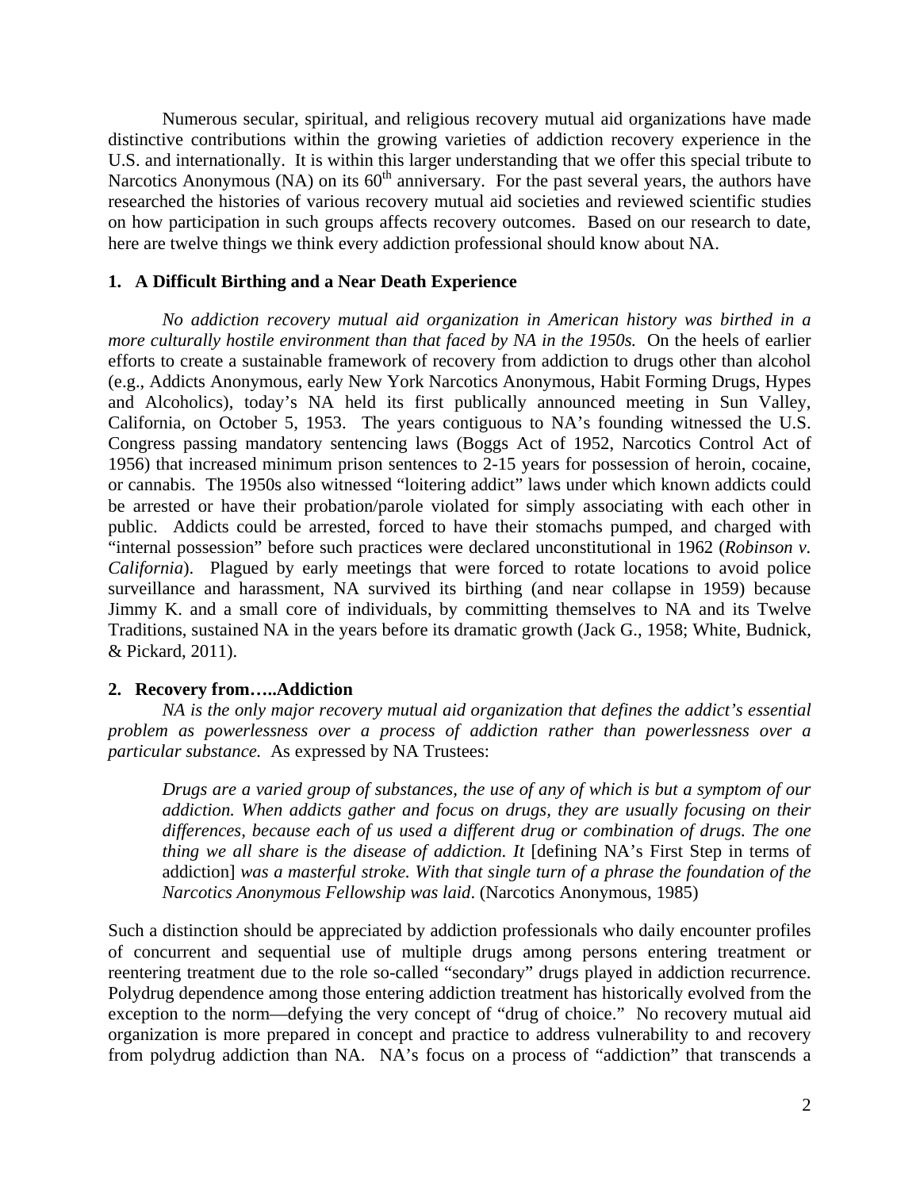Numerous secular, spiritual, and religious recovery mutual aid organizations have made distinctive contributions within the growing varieties of addiction recovery experience in the U.S. and internationally. It is within this larger understanding that we offer this special tribute to Narcotics Anonymous (NA) on its 60th anniversary. For the past several years, the authors have researched the histories of various recovery mutual aid societies and reviewed scientific studies on how participation in such groups affects recovery outcomes. Based on our research to date, here are twelve things we think every addiction professional should know about NA.

### 1. A Difficult Birthing and a Near Death Experience

*No addiction recovery mutual aid organization in American history was birthed in a more culturally hostile environment than that faced by NA in the 1950s.* On the heels of earlier efforts to create a sustainable framework of recovery from addiction to drugs other than alcohol (e.g., Addicts Anonymous, early New York Narcotics Anonymous, Habit Forming Drugs, Hypes and Alcoholics), today's NA held its first publically announced meeting in Sun Valley, California, on October 5, 1953. The years contiguous to NA's founding witnessed the U.S. Congress passing mandatory sentencing laws (Boggs Act of 1952, Narcotics Control Act of 1956) that increased minimum prison sentences to 2-15 years for possession of heroin, cocaine, or cannabis. The 1950s also witnessed "loitering addict" laws under which known addicts could be arrested or have their probation/parole violated for simply associating with each other in public. Addicts could be arrested, forced to have their stomachs pumped, and charged with "internal possession" before such practices were declared unconstitutional in 1962 (*Robinson v. California*). Plagued by early meetings that were forced to rotate locations to avoid police surveillance and harassment, NA survived its birthing (and near collapse in 1959) because Jimmy K. and a small core of individuals, by committing themselves to NA and its Twelve Traditions, sustained NA in the years before its dramatic growth (Jack G., 1958; White, Budnick, & Pickard, 2011).

### 2. Recovery from…..Addiction

*NA is the only major recovery mutual aid organization that defines the addict's essential problem as powerlessness over a process of addiction rather than powerlessness over a particular substance.* As expressed by NA Trustees:

> *Drugs are a varied group of substances, the use of any of which is but a symptom of our addiction. When addicts gather and focus on drugs, they are usually focusing on their differences, because each of us used a different drug or combination of drugs. The one thing we all share is the disease of addiction. It* [defining NA's First Step in terms of addiction] *was a masterful stroke. With that single turn of a phrase the foundation of the Narcotics Anonymous Fellowship was laid*. (Narcotics Anonymous, 1985)

Such a distinction should be appreciated by addiction professionals who daily encounter profiles of concurrent and sequential use of multiple drugs among persons entering treatment or reentering treatment due to the role so-called "secondary" drugs played in addiction recurrence. Polydrug dependence among those entering addiction treatment has historically evolved from the exception to the norm—defying the very concept of "drug of choice." No recovery mutual aid organization is more prepared in concept and practice to address vulnerability to and recovery from polydrug addiction than NA. NA's focus on a process of "addiction" that transcends a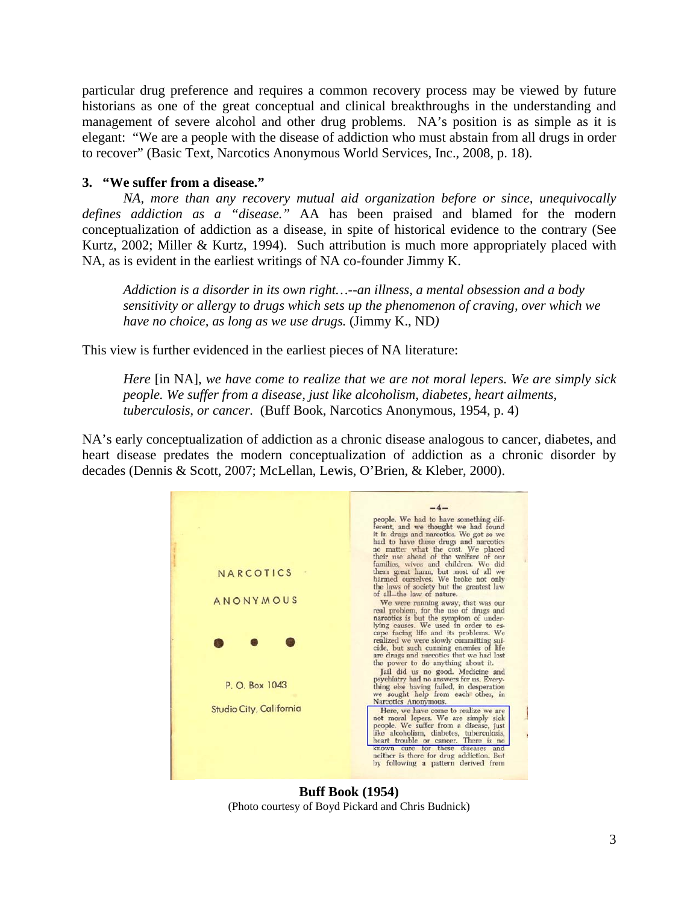particular drug preference and requires a common recovery process may be viewed by future historians as one of the great conceptual and clinical breakthroughs in the understanding and management of severe alcohol and other drug problems. NA's position is as simple as it is elegant: "We are a people with the disease of addiction who must abstain from all drugs in order to recover" (Basic Text, Narcotics Anonymous World Services, Inc., 2008, p. 18).

**3. "We suffer from a disease."**

*NA, more than any recovery mutual aid organization before or since, unequivocally defines addiction as a "disease."* AA has been praised and blamed for the modern conceptualization of addiction as a disease, in spite of historical evidence to the contrary (See Kurtz, 2002; Miller & Kurtz, 1994). Such attribution is much more appropriately placed with NA, as is evident in the earliest writings of NA co-founder Jimmy K.

> *Addiction is a disorder in its own right…--an illness, a mental obsession and a body sensitivity or allergy to drugs which sets up the phenomenon of craving, over which we have no choice, as long as we use drugs.* (Jimmy K., ND)

This view is further evidenced in the earliest pieces of NA literature:

> *Here* [in NA], *we have come to realize that we are not moral lepers. We are simply sick people. We suffer from a disease, just like alcoholism, diabetes, heart ailments, tuberculosis, or cancer.* (Buff Book, Narcotics Anonymous, 1954, p. 4)

NA's early conceptualization of addiction as a chronic disease analogous to cancer, diabetes, and heart disease predates the modern conceptualization of addiction as a chronic disorder by decades (Dennis & Scott, 2007; McLellan, Lewis, O'Brien, & Kleber, 2000).

**Buff Book (1954)**
(Photo courtesy of Boyd Pickard and Chris Budnick)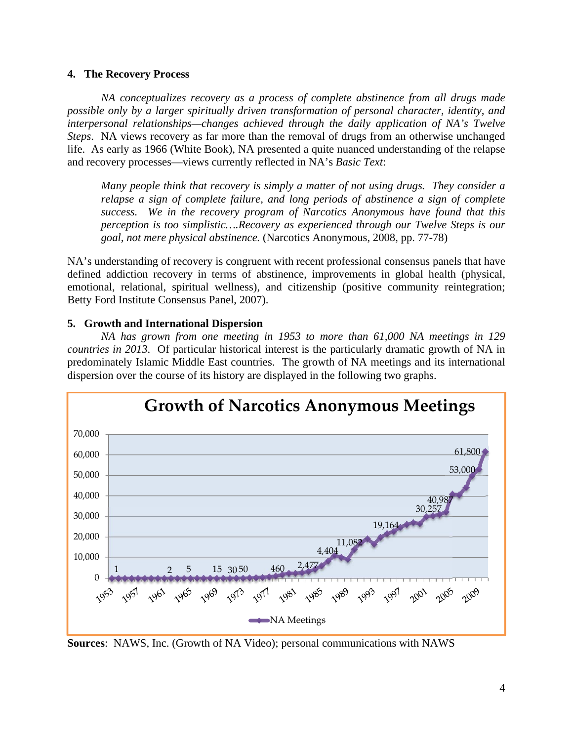### 4. The Recovery Process

*NA conceptualizes recovery as a process of complete abstinence from all drugs made possible only by a larger spiritually driven transformation of personal character, identity, and interpersonal relationships—changes achieved through the daily application of NA's Twelve Steps*. NA views recovery as far more than the removal of drugs from an otherwise unchanged life. As early as 1966 (White Book), NA presented a quite nuanced understanding of the relapse and recovery processes—views currently reflected in NA's *Basic Text*:

> *Many people think that recovery is simply a matter of not using drugs. They consider a relapse a sign of complete failure, and long periods of abstinence a sign of complete success. We in the recovery program of Narcotics Anonymous have found that this perception is too simplistic….Recovery as experienced through our Twelve Steps is our goal, not mere physical abstinence.* (Narcotics Anonymous, 2008, pp. 77-78)

NA's understanding of recovery is congruent with recent professional consensus panels that have defined addiction recovery in terms of abstinence, improvements in global health (physical, emotional, relational, spiritual wellness), and citizenship (positive community reintegration; Betty Ford Institute Consensus Panel, 2007).

### 5. Growth and International Dispersion

*NA has grown from one meeting in 1953 to more than 61,000 NA meetings in 129 countries in 2013*. Of particular historical interest is the particularly dramatic growth of NA in predominately Islamic Middle East countries. The growth of NA meetings and its international dispersion over the course of its history are displayed in the following two graphs.

**Growth of Narcotics Anonymous Meetings**

(Line chart, NA Meetings, 1953–2013; labeled values: 1, 2, 5, 15, 30, 50, 460, 2,477, 4,404, 11,082, 19,164, 30,257, 40,987, 53,000, 61,800)

**Sources**: NAWS, Inc. (Growth of NA Video); personal communications with NAWS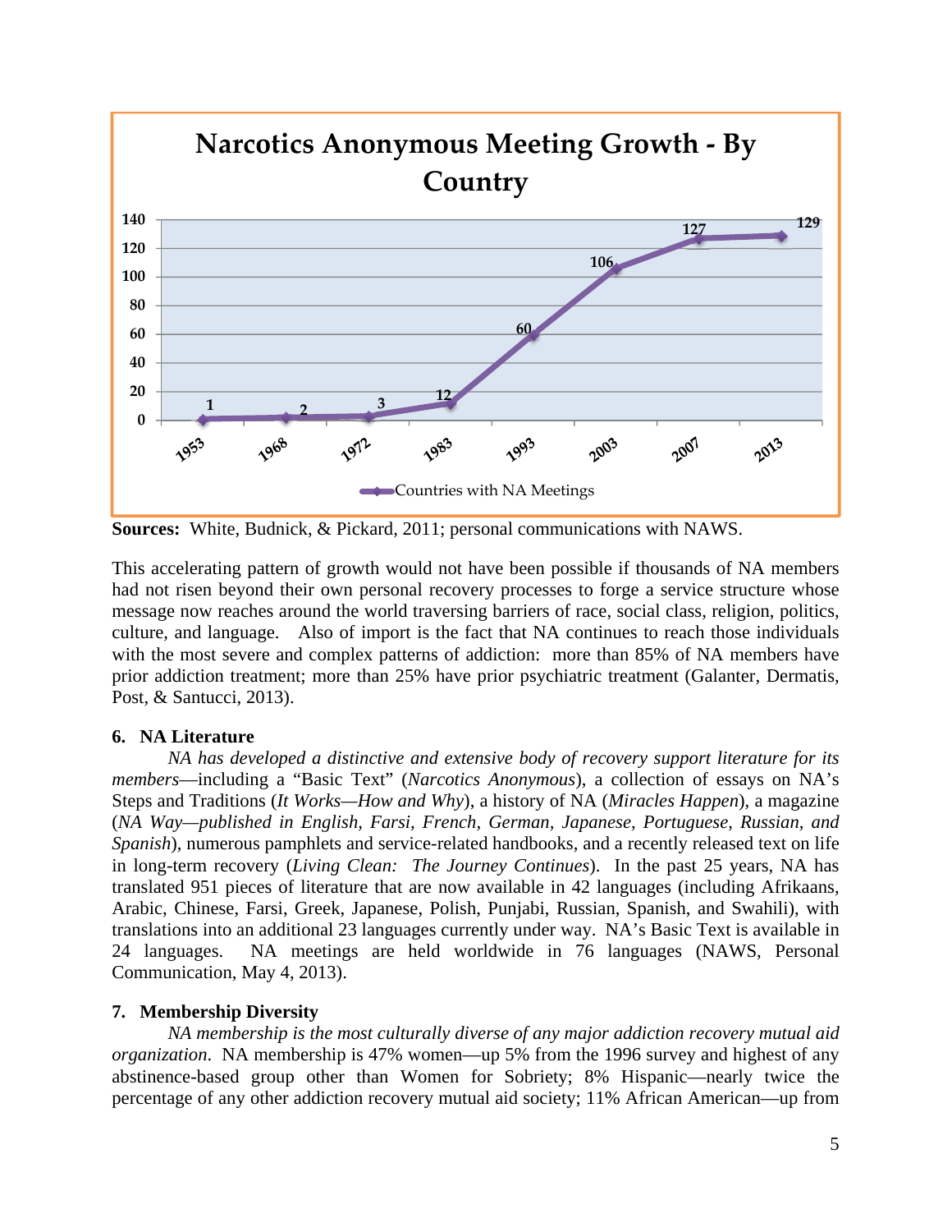**Narcotics Anonymous Meeting Growth - By Country**

| Year | Countries with NA Meetings |
|---|---|
| 1953 | 1 |
| 1968 | 2 |
| 1972 | 3 |
| 1983 | 12 |
| 1993 | 60 |
| 2003 | 106 |
| 2007 | 127 |
| 2013 | 129 |

**Sources:** White, Budnick, & Pickard, 2011; personal communications with NAWS.

This accelerating pattern of growth would not have been possible if thousands of NA members had not risen beyond their own personal recovery processes to forge a service structure whose message now reaches around the world traversing barriers of race, social class, religion, politics, culture, and language. Also of import is the fact that NA continues to reach those individuals with the most severe and complex patterns of addiction: more than 85% of NA members have prior addiction treatment; more than 25% have prior psychiatric treatment (Galanter, Dermatis, Post, & Santucci, 2013).

**6. NA Literature**

*NA has developed a distinctive and extensive body of recovery support literature for its members*—including a "Basic Text" (*Narcotics Anonymous*), a collection of essays on NA's Steps and Traditions (*It Works—How and Why*), a history of NA (*Miracles Happen*), a magazine (*NA Way—published in English, Farsi, French, German, Japanese, Portuguese, Russian, and Spanish*), numerous pamphlets and service-related handbooks, and a recently released text on life in long-term recovery (*Living Clean: The Journey Continues*). In the past 25 years, NA has translated 951 pieces of literature that are now available in 42 languages (including Afrikaans, Arabic, Chinese, Farsi, Greek, Japanese, Polish, Punjabi, Russian, Spanish, and Swahili), with translations into an additional 23 languages currently under way. NA's Basic Text is available in 24 languages. NA meetings are held worldwide in 76 languages (NAWS, Personal Communication, May 4, 2013).

**7. Membership Diversity**

*NA membership is the most culturally diverse of any major addiction recovery mutual aid organization*. NA membership is 47% women—up 5% from the 1996 survey and highest of any abstinence-based group other than Women for Sobriety; 8% Hispanic—nearly twice the percentage of any other addiction recovery mutual aid society; 11% African American—up from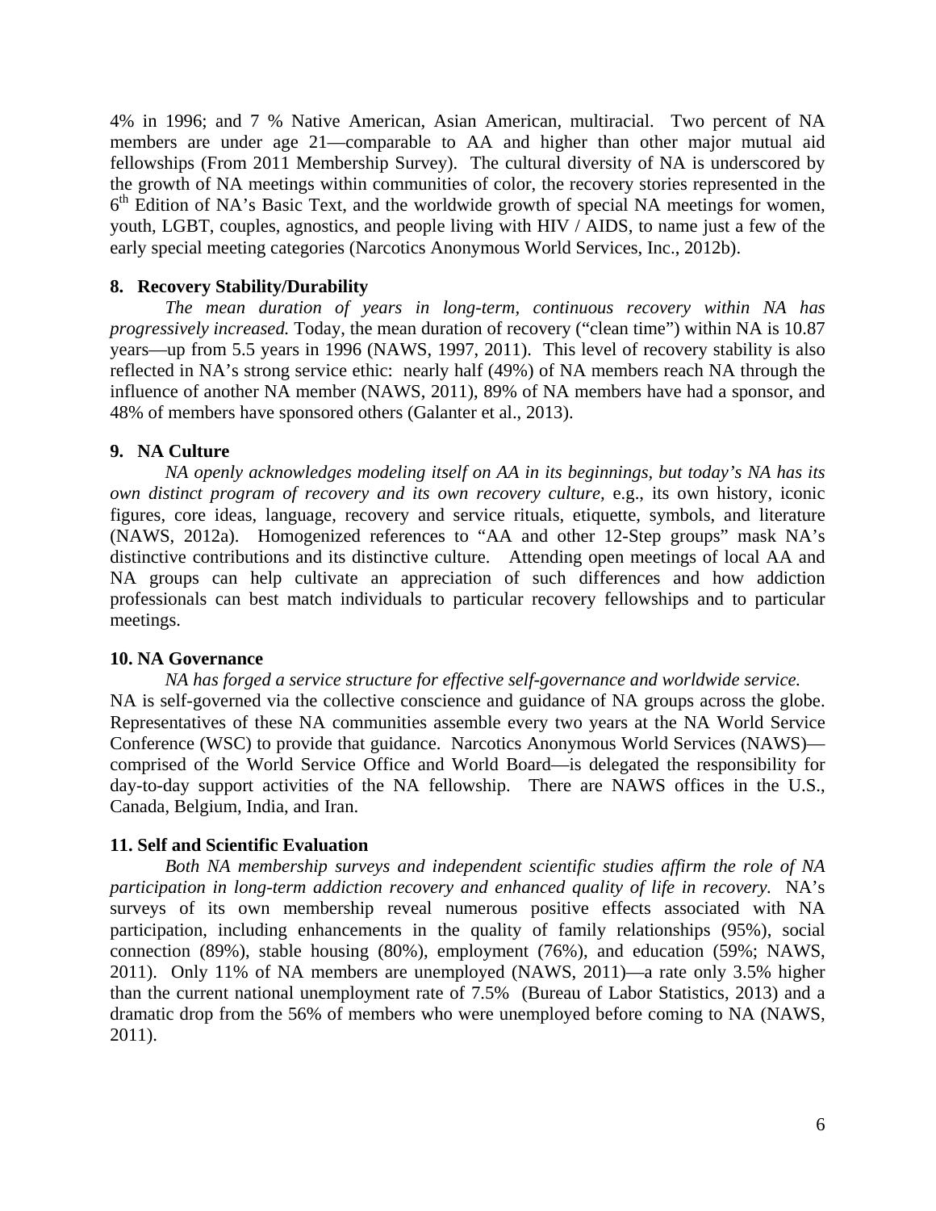4% in 1996; and 7 % Native American, Asian American, multiracial. Two percent of NA members are under age 21—comparable to AA and higher than other major mutual aid fellowships (From 2011 Membership Survey). The cultural diversity of NA is underscored by the growth of NA meetings within communities of color, the recovery stories represented in the 6th Edition of NA's Basic Text, and the worldwide growth of special NA meetings for women, youth, LGBT, couples, agnostics, and people living with HIV / AIDS, to name just a few of the early special meeting categories (Narcotics Anonymous World Services, Inc., 2012b).

**8. Recovery Stability/Durability**

*The mean duration of years in long-term, continuous recovery within NA has progressively increased.* Today, the mean duration of recovery ("clean time") within NA is 10.87 years—up from 5.5 years in 1996 (NAWS, 1997, 2011). This level of recovery stability is also reflected in NA's strong service ethic: nearly half (49%) of NA members reach NA through the influence of another NA member (NAWS, 2011), 89% of NA members have had a sponsor, and 48% of members have sponsored others (Galanter et al., 2013).

**9. NA Culture**

*NA openly acknowledges modeling itself on AA in its beginnings, but today's NA has its own distinct program of recovery and its own recovery culture,* e.g., its own history, iconic figures, core ideas, language, recovery and service rituals, etiquette, symbols, and literature (NAWS, 2012a). Homogenized references to "AA and other 12-Step groups" mask NA's distinctive contributions and its distinctive culture. Attending open meetings of local AA and NA groups can help cultivate an appreciation of such differences and how addiction professionals can best match individuals to particular recovery fellowships and to particular meetings.

**10. NA Governance**

*NA has forged a service structure for effective self-governance and worldwide service.* NA is self-governed via the collective conscience and guidance of NA groups across the globe. Representatives of these NA communities assemble every two years at the NA World Service Conference (WSC) to provide that guidance. Narcotics Anonymous World Services (NAWS)—comprised of the World Service Office and World Board—is delegated the responsibility for day-to-day support activities of the NA fellowship. There are NAWS offices in the U.S., Canada, Belgium, India, and Iran.

**11. Self and Scientific Evaluation**

*Both NA membership surveys and independent scientific studies affirm the role of NA participation in long-term addiction recovery and enhanced quality of life in recovery.* NA's surveys of its own membership reveal numerous positive effects associated with NA participation, including enhancements in the quality of family relationships (95%), social connection (89%), stable housing (80%), employment (76%), and education (59%; NAWS, 2011). Only 11% of NA members are unemployed (NAWS, 2011)—a rate only 3.5% higher than the current national unemployment rate of 7.5% (Bureau of Labor Statistics, 2013) and a dramatic drop from the 56% of members who were unemployed before coming to NA (NAWS, 2011).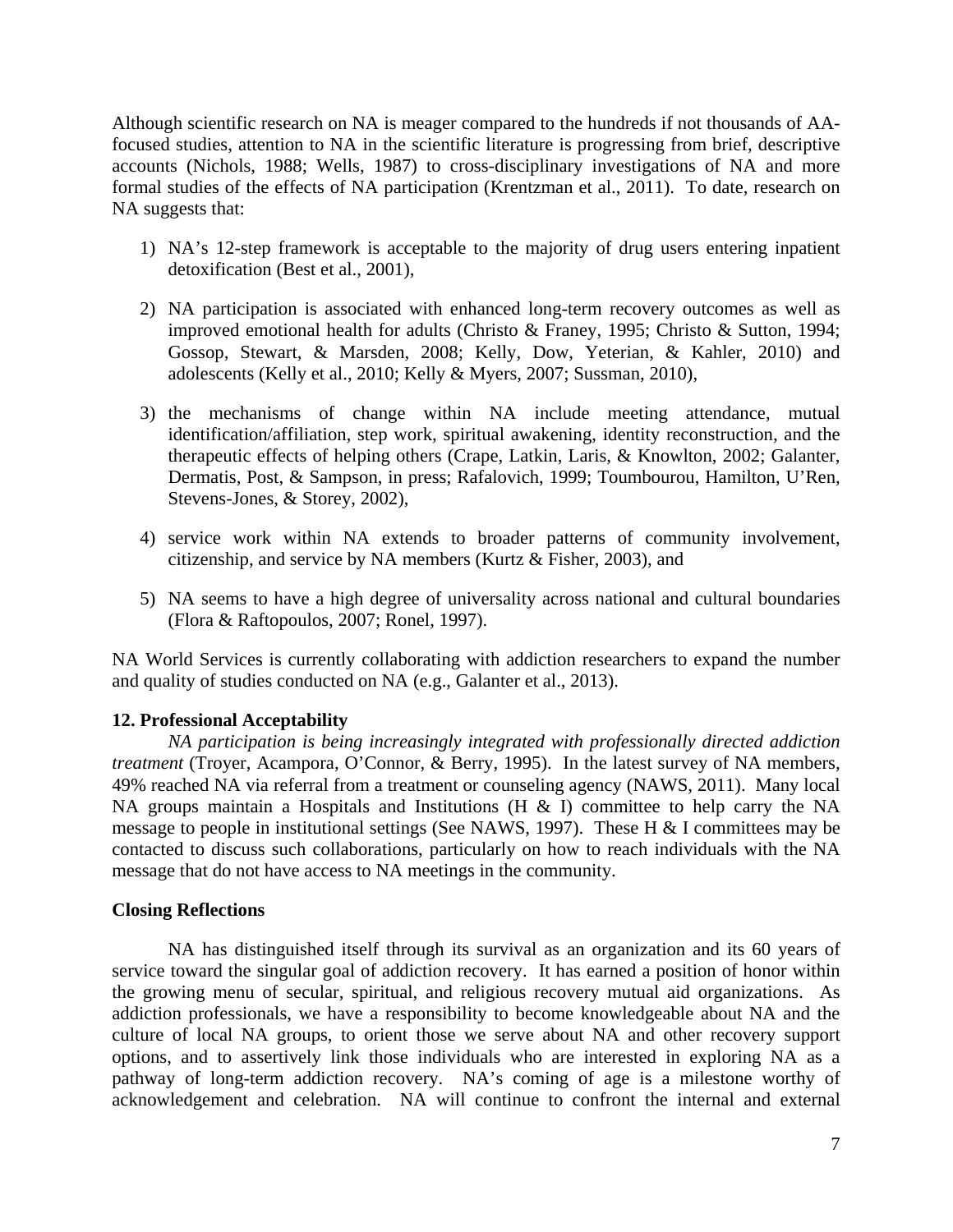Although scientific research on NA is meager compared to the hundreds if not thousands of AA-focused studies, attention to NA in the scientific literature is progressing from brief, descriptive accounts (Nichols, 1988; Wells, 1987) to cross-disciplinary investigations of NA and more formal studies of the effects of NA participation (Krentzman et al., 2011). To date, research on NA suggests that:

1) NA's 12-step framework is acceptable to the majority of drug users entering inpatient detoxification (Best et al., 2001),

2) NA participation is associated with enhanced long-term recovery outcomes as well as improved emotional health for adults (Christo & Franey, 1995; Christo & Sutton, 1994; Gossop, Stewart, & Marsden, 2008; Kelly, Dow, Yeterian, & Kahler, 2010) and adolescents (Kelly et al., 2010; Kelly & Myers, 2007; Sussman, 2010),

3) the mechanisms of change within NA include meeting attendance, mutual identification/affiliation, step work, spiritual awakening, identity reconstruction, and the therapeutic effects of helping others (Crape, Latkin, Laris, & Knowlton, 2002; Galanter, Dermatis, Post, & Sampson, in press; Rafalovich, 1999; Toumbourou, Hamilton, U'Ren, Stevens-Jones, & Storey, 2002),

4) service work within NA extends to broader patterns of community involvement, citizenship, and service by NA members (Kurtz & Fisher, 2003), and

5) NA seems to have a high degree of universality across national and cultural boundaries (Flora & Raftopoulos, 2007; Ronel, 1997).

NA World Services is currently collaborating with addiction researchers to expand the number and quality of studies conducted on NA (e.g., Galanter et al., 2013).

**12. Professional Acceptability**

*NA participation is being increasingly integrated with professionally directed addiction treatment* (Troyer, Acampora, O'Connor, & Berry, 1995). In the latest survey of NA members, 49% reached NA via referral from a treatment or counseling agency (NAWS, 2011). Many local NA groups maintain a Hospitals and Institutions (H & I) committee to help carry the NA message to people in institutional settings (See NAWS, 1997). These H & I committees may be contacted to discuss such collaborations, particularly on how to reach individuals with the NA message that do not have access to NA meetings in the community.

**Closing Reflections**

NA has distinguished itself through its survival as an organization and its 60 years of service toward the singular goal of addiction recovery. It has earned a position of honor within the growing menu of secular, spiritual, and religious recovery mutual aid organizations. As addiction professionals, we have a responsibility to become knowledgeable about NA and the culture of local NA groups, to orient those we serve about NA and other recovery support options, and to assertively link those individuals who are interested in exploring NA as a pathway of long-term addiction recovery. NA's coming of age is a milestone worthy of acknowledgement and celebration. NA will continue to confront the internal and external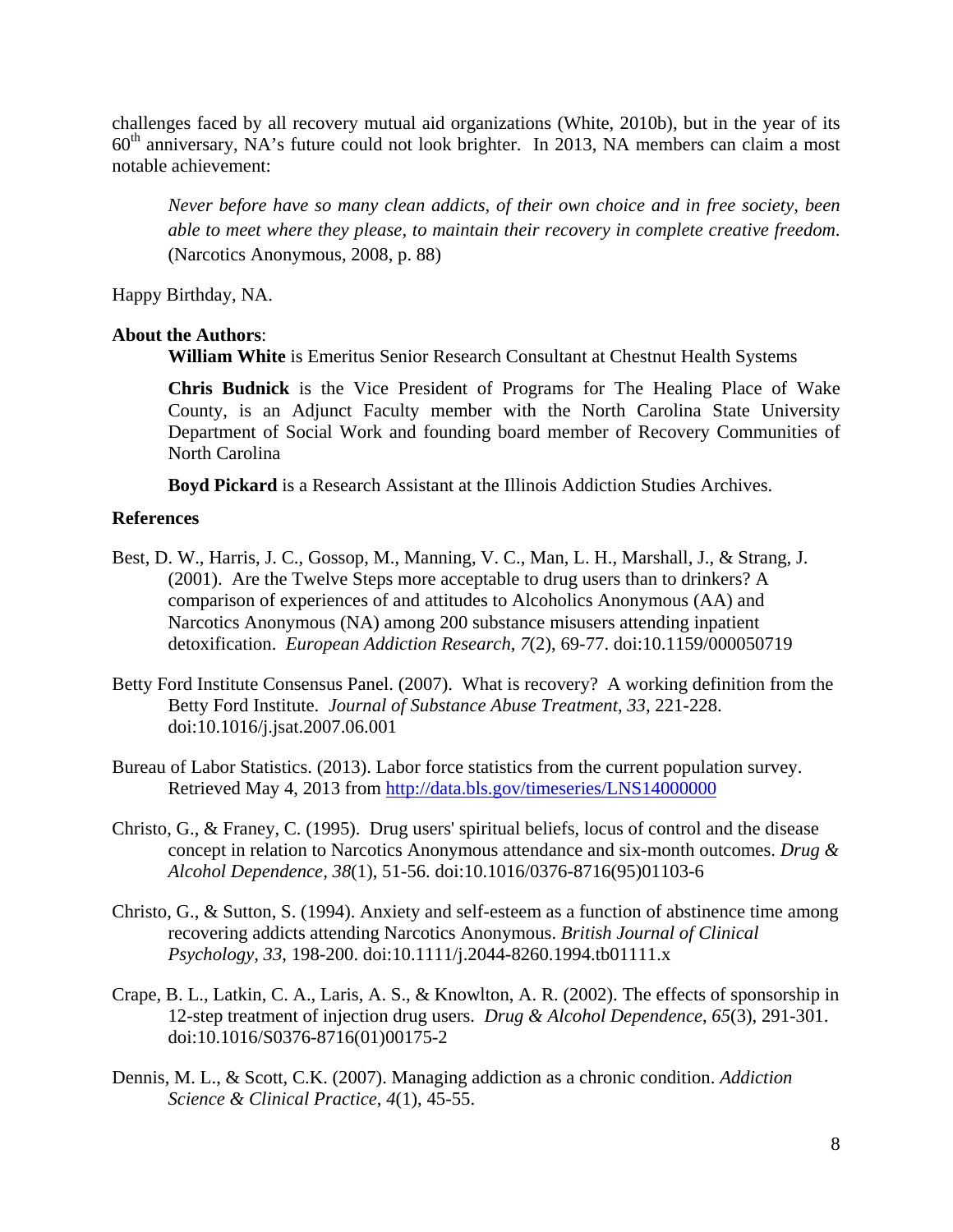challenges faced by all recovery mutual aid organizations (White, 2010b), but in the year of its 60th anniversary, NA's future could not look brighter. In 2013, NA members can claim a most notable achievement:

> *Never before have so many clean addicts, of their own choice and in free society, been able to meet where they please, to maintain their recovery in complete creative freedom.* (Narcotics Anonymous, 2008, p. 88)

Happy Birthday, NA.

**About the Authors**:

**William White** is Emeritus Senior Research Consultant at Chestnut Health Systems

**Chris Budnick** is the Vice President of Programs for The Healing Place of Wake County, is an Adjunct Faculty member with the North Carolina State University Department of Social Work and founding board member of Recovery Communities of North Carolina

**Boyd Pickard** is a Research Assistant at the Illinois Addiction Studies Archives.

**References**

Best, D. W., Harris, J. C., Gossop, M., Manning, V. C., Man, L. H., Marshall, J., & Strang, J. (2001). Are the Twelve Steps more acceptable to drug users than to drinkers? A comparison of experiences of and attitudes to Alcoholics Anonymous (AA) and Narcotics Anonymous (NA) among 200 substance misusers attending inpatient detoxification. *European Addiction Research*, *7*(2), 69-77. doi:10.1159/000050719

Betty Ford Institute Consensus Panel. (2007). What is recovery? A working definition from the Betty Ford Institute. *Journal of Substance Abuse Treatment*, *33*, 221-228. doi:10.1016/j.jsat.2007.06.001

Bureau of Labor Statistics. (2013). Labor force statistics from the current population survey. Retrieved May 4, 2013 from http://data.bls.gov/timeseries/LNS14000000

Christo, G., & Franey, C. (1995). Drug users' spiritual beliefs, locus of control and the disease concept in relation to Narcotics Anonymous attendance and six-month outcomes. *Drug & Alcohol Dependence*, *38*(1), 51-56. doi:10.1016/0376-8716(95)01103-6

Christo, G., & Sutton, S. (1994). Anxiety and self-esteem as a function of abstinence time among recovering addicts attending Narcotics Anonymous. *British Journal of Clinical Psychology*, *33*, 198-200. doi:10.1111/j.2044-8260.1994.tb01111.x

Crape, B. L., Latkin, C. A., Laris, A. S., & Knowlton, A. R. (2002). The effects of sponsorship in 12-step treatment of injection drug users. *Drug & Alcohol Dependence*, *65*(3), 291-301. doi:10.1016/S0376-8716(01)00175-2

Dennis, M. L., & Scott, C.K. (2007). Managing addiction as a chronic condition. *Addiction Science & Clinical Practice*, *4*(1), 45-55.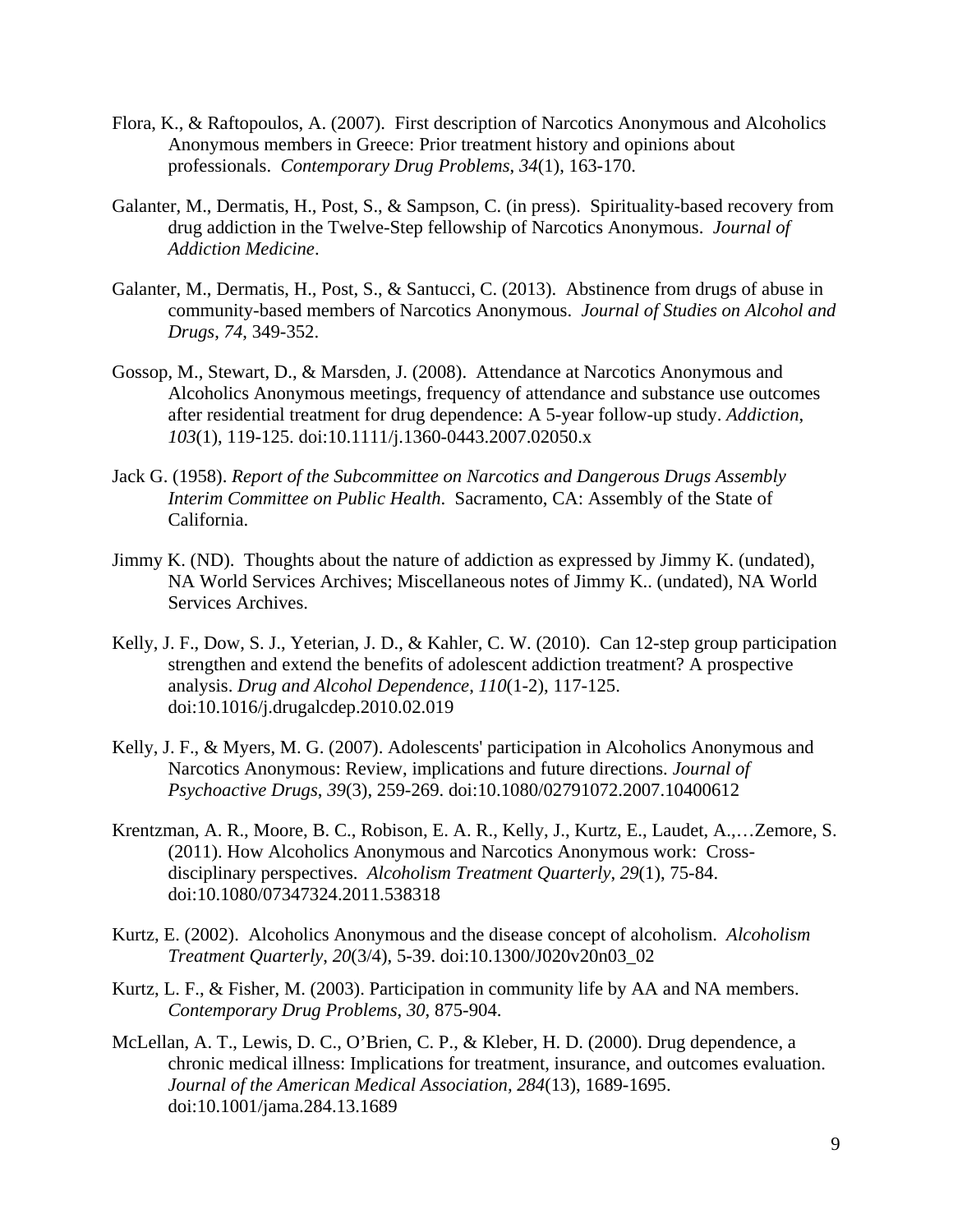Flora, K., & Raftopoulos, A. (2007). First description of Narcotics Anonymous and Alcoholics Anonymous members in Greece: Prior treatment history and opinions about professionals. *Contemporary Drug Problems*, *34*(1), 163-170.

Galanter, M., Dermatis, H., Post, S., & Sampson, C. (in press). Spirituality-based recovery from drug addiction in the Twelve-Step fellowship of Narcotics Anonymous. *Journal of Addiction Medicine*.

Galanter, M., Dermatis, H., Post, S., & Santucci, C. (2013). Abstinence from drugs of abuse in community-based members of Narcotics Anonymous. *Journal of Studies on Alcohol and Drugs*, *74*, 349-352.

Gossop, M., Stewart, D., & Marsden, J. (2008). Attendance at Narcotics Anonymous and Alcoholics Anonymous meetings, frequency of attendance and substance use outcomes after residential treatment for drug dependence: A 5-year follow-up study. *Addiction*, *103*(1), 119-125. doi:10.1111/j.1360-0443.2007.02050.x

Jack G. (1958). *Report of the Subcommittee on Narcotics and Dangerous Drugs Assembly Interim Committee on Public Health*. Sacramento, CA: Assembly of the State of California.

Jimmy K. (ND). Thoughts about the nature of addiction as expressed by Jimmy K. (undated), NA World Services Archives; Miscellaneous notes of Jimmy K.. (undated), NA World Services Archives.

Kelly, J. F., Dow, S. J., Yeterian, J. D., & Kahler, C. W. (2010). Can 12-step group participation strengthen and extend the benefits of adolescent addiction treatment? A prospective analysis. *Drug and Alcohol Dependence*, *110*(1-2), 117-125. doi:10.1016/j.drugalcdep.2010.02.019

Kelly, J. F., & Myers, M. G. (2007). Adolescents' participation in Alcoholics Anonymous and Narcotics Anonymous: Review, implications and future directions. *Journal of Psychoactive Drugs*, *39*(3), 259-269. doi:10.1080/02791072.2007.10400612

Krentzman, A. R., Moore, B. C., Robison, E. A. R., Kelly, J., Kurtz, E., Laudet, A.,…Zemore, S. (2011). How Alcoholics Anonymous and Narcotics Anonymous work: Cross-disciplinary perspectives. *Alcoholism Treatment Quarterly*, *29*(1), 75-84. doi:10.1080/07347324.2011.538318

Kurtz, E. (2002). Alcoholics Anonymous and the disease concept of alcoholism. *Alcoholism Treatment Quarterly*, *20*(3/4), 5-39. doi:10.1300/J020v20n03_02

Kurtz, L. F., & Fisher, M. (2003). Participation in community life by AA and NA members. *Contemporary Drug Problems*, *30*, 875-904.

McLellan, A. T., Lewis, D. C., O'Brien, C. P., & Kleber, H. D. (2000). Drug dependence, a chronic medical illness: Implications for treatment, insurance, and outcomes evaluation. *Journal of the American Medical Association*, *284*(13), 1689-1695. doi:10.1001/jama.284.13.1689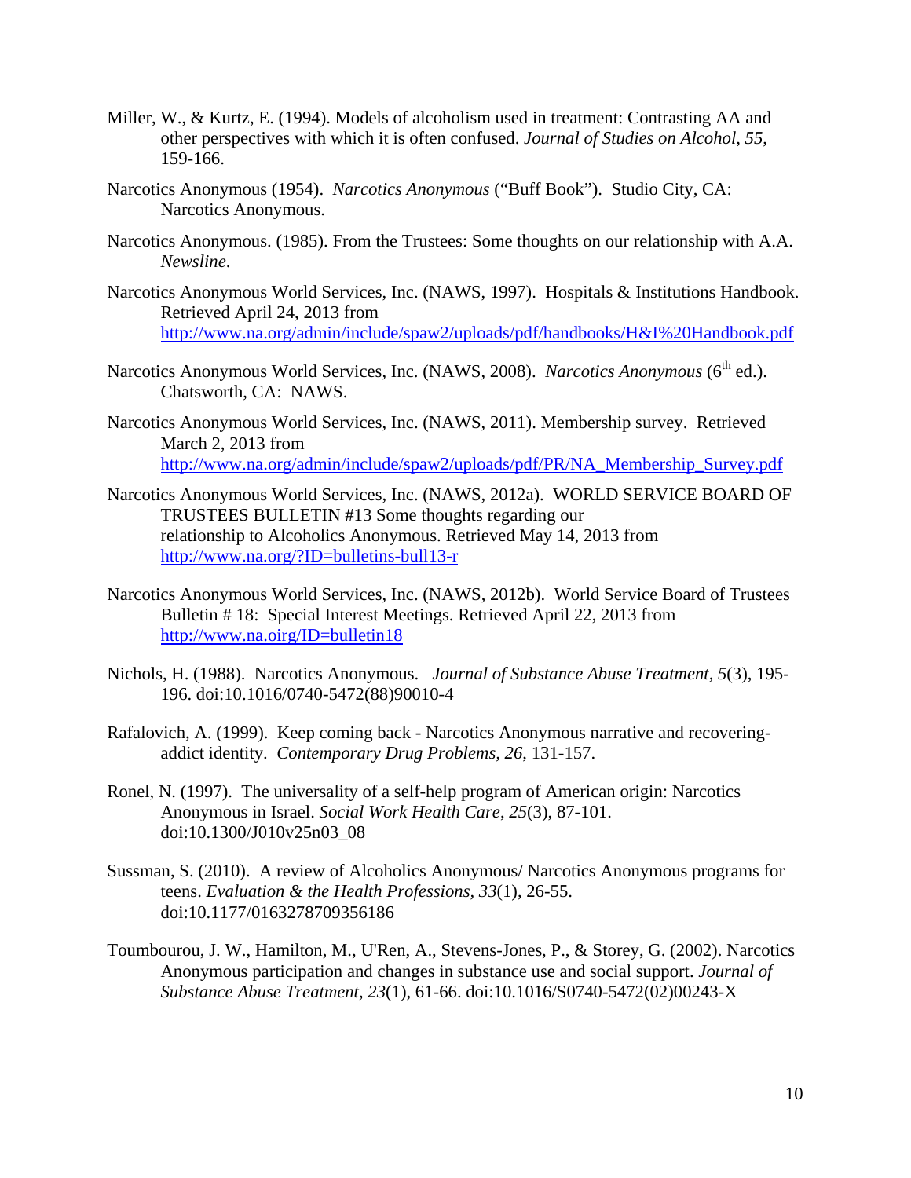Miller, W., & Kurtz, E. (1994). Models of alcoholism used in treatment: Contrasting AA and other perspectives with which it is often confused. *Journal of Studies on Alcohol*, *55*, 159-166.

Narcotics Anonymous (1954). *Narcotics Anonymous* ("Buff Book"). Studio City, CA: Narcotics Anonymous.

Narcotics Anonymous. (1985). From the Trustees: Some thoughts on our relationship with A.A. *Newsline*.

Narcotics Anonymous World Services, Inc. (NAWS, 1997). Hospitals & Institutions Handbook. Retrieved April 24, 2013 from http://www.na.org/admin/include/spaw2/uploads/pdf/handbooks/H&I%20Handbook.pdf

Narcotics Anonymous World Services, Inc. (NAWS, 2008). *Narcotics Anonymous* (6th ed.). Chatsworth, CA: NAWS.

Narcotics Anonymous World Services, Inc. (NAWS, 2011). Membership survey. Retrieved March 2, 2013 from http://www.na.org/admin/include/spaw2/uploads/pdf/PR/NA_Membership_Survey.pdf

Narcotics Anonymous World Services, Inc. (NAWS, 2012a). WORLD SERVICE BOARD OF TRUSTEES BULLETIN #13 Some thoughts regarding our relationship to Alcoholics Anonymous. Retrieved May 14, 2013 from http://www.na.org/?ID=bulletins-bull13-r

Narcotics Anonymous World Services, Inc. (NAWS, 2012b). World Service Board of Trustees Bulletin # 18: Special Interest Meetings. Retrieved April 22, 2013 from http://www.na.oirg/ID=bulletin18

Nichols, H. (1988). Narcotics Anonymous. *Journal of Substance Abuse Treatment, 5*(3), 195-196. doi:10.1016/0740-5472(88)90010-4

Rafalovich, A. (1999). Keep coming back - Narcotics Anonymous narrative and recovering-addict identity. *Contemporary Drug Problems*, *26*, 131-157.

Ronel, N. (1997). The universality of a self-help program of American origin: Narcotics Anonymous in Israel. *Social Work Health Care*, *25*(3), 87-101. doi:10.1300/J010v25n03_08

Sussman, S. (2010). A review of Alcoholics Anonymous/ Narcotics Anonymous programs for teens. *Evaluation & the Health Professions*, *33*(1), 26-55. doi:10.1177/0163278709356186

Toumbourou, J. W., Hamilton, M., U'Ren, A., Stevens-Jones, P., & Storey, G. (2002). Narcotics Anonymous participation and changes in substance use and social support. *Journal of Substance Abuse Treatment*, *23*(1), 61-66. doi:10.1016/S0740-5472(02)00243-X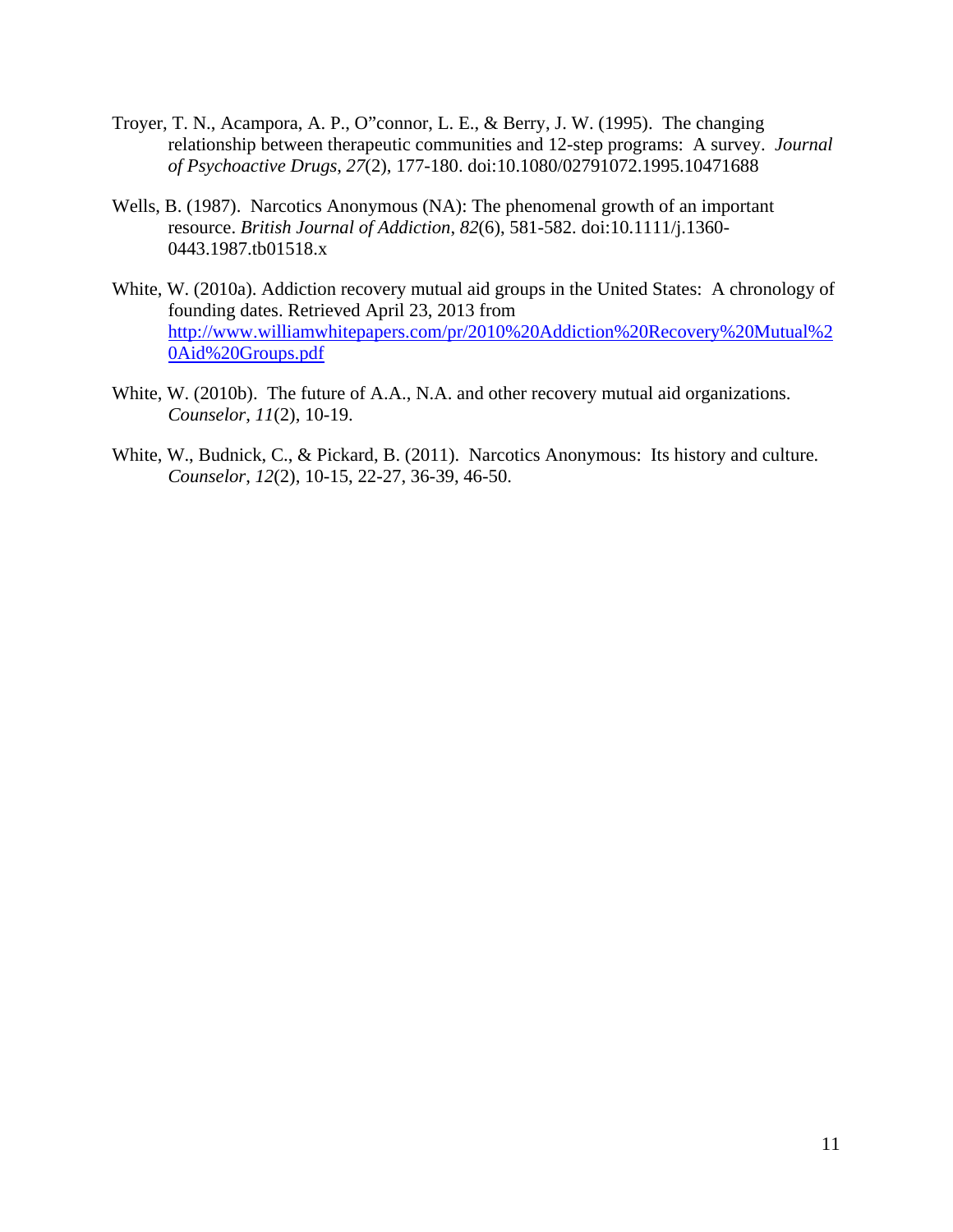Troyer, T. N., Acampora, A. P., O"connor, L. E., & Berry, J. W. (1995). The changing relationship between therapeutic communities and 12-step programs: A survey. *Journal of Psychoactive Drugs*, *27*(2), 177-180. doi:10.1080/02791072.1995.10471688

Wells, B. (1987). Narcotics Anonymous (NA): The phenomenal growth of an important resource. *British Journal of Addiction*, *82*(6), 581-582. doi:10.1111/j.1360-0443.1987.tb01518.x

White, W. (2010a). Addiction recovery mutual aid groups in the United States: A chronology of founding dates. Retrieved April 23, 2013 from [http://www.williamwhitepapers.com/pr/2010%20Addiction%20Recovery%20Mutual%20Aid%20Groups.pdf](http://www.williamwhitepapers.com/pr/2010%20Addiction%20Recovery%20Mutual%20Aid%20Groups.pdf)

White, W. (2010b). The future of A.A., N.A. and other recovery mutual aid organizations. *Counselor*, *11*(2), 10-19.

White, W., Budnick, C., & Pickard, B. (2011). Narcotics Anonymous: Its history and culture. *Counselor*, *12*(2), 10-15, 22-27, 36-39, 46-50.